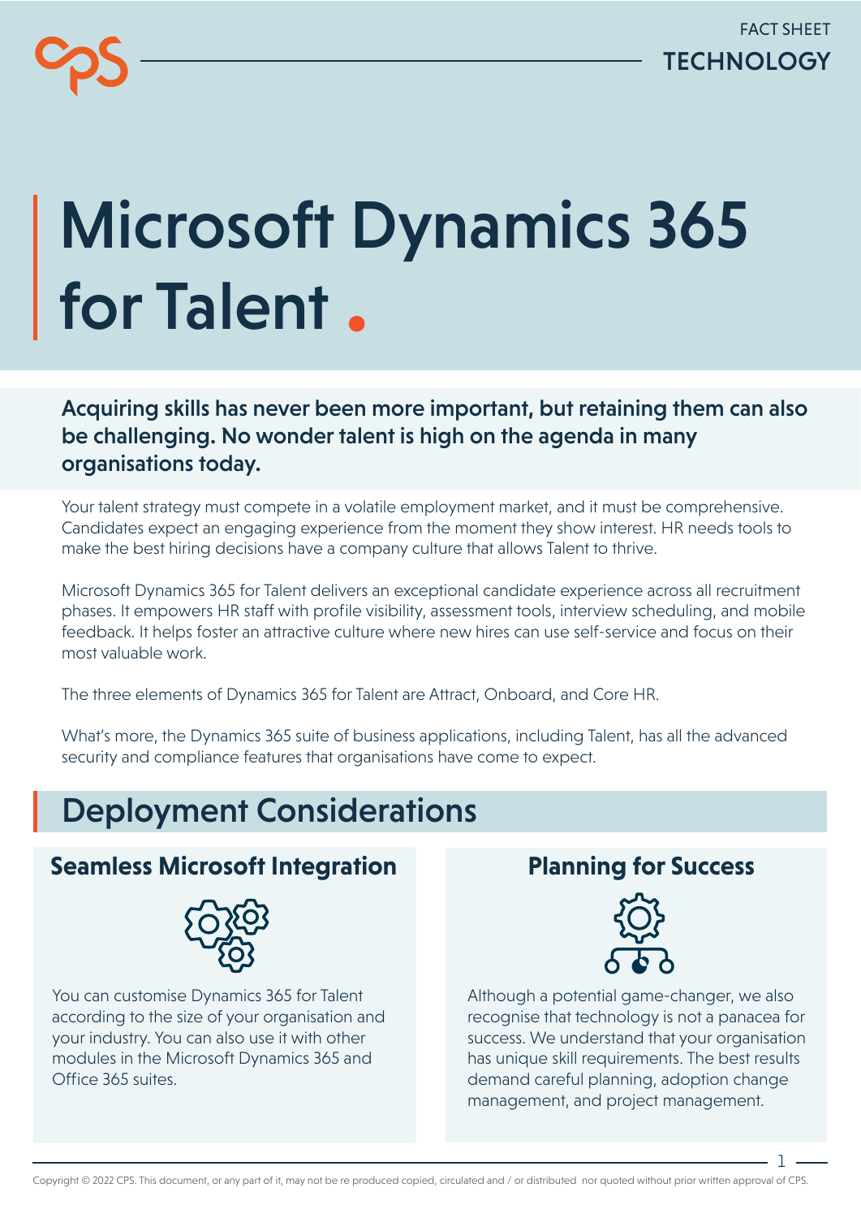FACT SHEET
TECHNOLOGY

# Microsoft Dynamics 365 for Talent.

**Acquiring skills has never been more important, but retaining them can also be challenging. No wonder talent is high on the agenda in many organisations today.**

Your talent strategy must compete in a volatile employment market, and it must be comprehensive. Candidates expect an engaging experience from the moment they show interest. HR needs tools to make the best hiring decisions have a company culture that allows Talent to thrive.

Microsoft Dynamics 365 for Talent delivers an exceptional candidate experience across all recruitment phases. It empowers HR staff with profile visibility, assessment tools, interview scheduling, and mobile feedback. It helps foster an attractive culture where new hires can use self-service and focus on their most valuable work.

The three elements of Dynamics 365 for Talent are Attract, Onboard, and Core HR.

What's more, the Dynamics 365 suite of business applications, including Talent, has all the advanced security and compliance features that organisations have come to expect.

## Deployment Considerations

### Seamless Microsoft Integration

You can customise Dynamics 365 for Talent according to the size of your organisation and your industry. You can also use it with other modules in the Microsoft Dynamics 365 and Office 365 suites.

### Planning for Success

Although a potential game-changer, we also recognise that technology is not a panacea for success. We understand that your organisation has unique skill requirements. The best results demand careful planning, adoption change management, and project management.

Copyright © 2022 CPS. This document, or any part of it, may not be re produced copied, circulated and / or distributed nor quoted without prior written approval of CPS.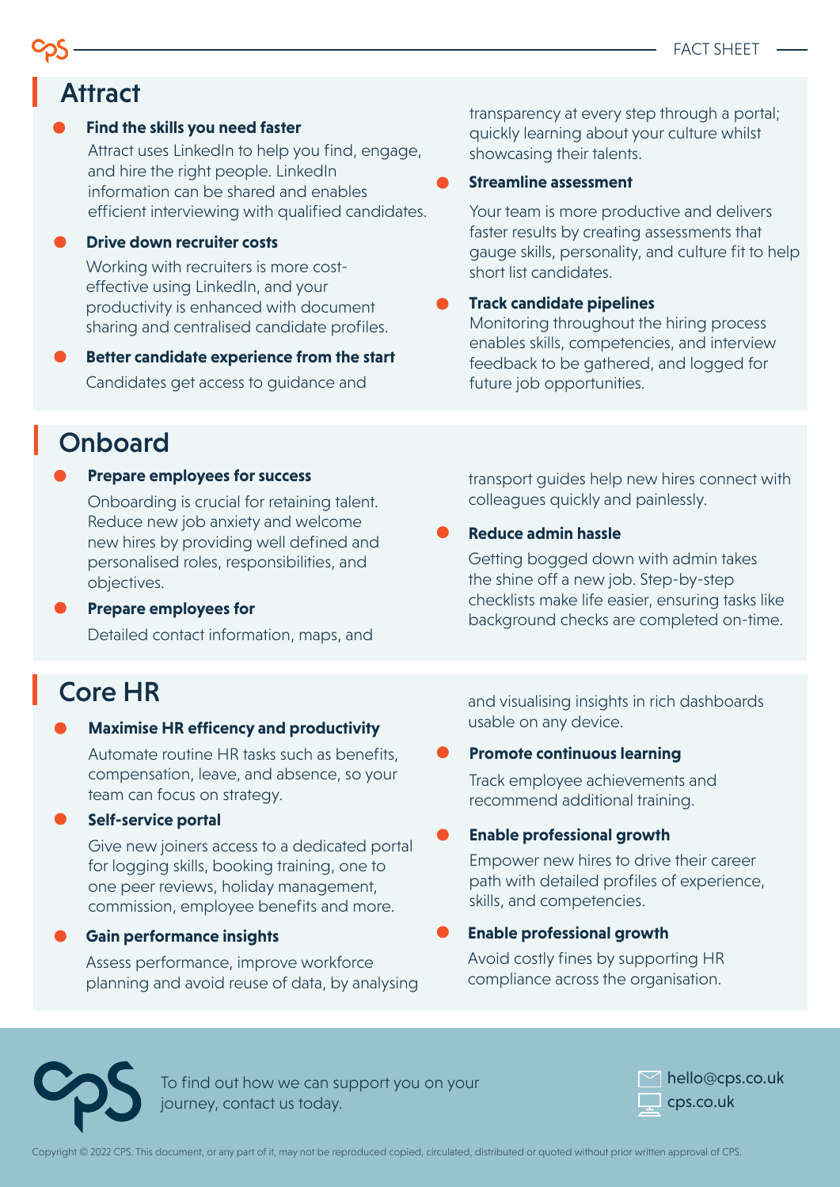## Attract

- **Find the skills you need faster**

  Attract uses LinkedIn to help you find, engage, and hire the right people. LinkedIn information can be shared and enables efficient interviewing with qualified candidates.

- **Drive down recruiter costs**

  Working with recruiters is more cost-effective using LinkedIn, and your productivity is enhanced with document sharing and centralised candidate profiles.

- **Better candidate experience from the start**

  Candidates get access to guidance and transparency at every step through a portal; quickly learning about your culture whilst showcasing their talents.

- **Streamline assessment**

  Your team is more productive and delivers faster results by creating assessments that gauge skills, personality, and culture fit to help short list candidates.

- **Track candidate pipelines**

  Monitoring throughout the hiring process enables skills, competencies, and interview feedback to be gathered, and logged for future job opportunities.

## Onboard

- **Prepare employees for success**

  Onboarding is crucial for retaining talent. Reduce new job anxiety and welcome new hires by providing well defined and personalised roles, responsibilities, and objectives.

- **Prepare employees for**

  Detailed contact information, maps, and transport guides help new hires connect with colleagues quickly and painlessly.

- **Reduce admin hassle**

  Getting bogged down with admin takes the shine off a new job. Step-by-step checklists make life easier, ensuring tasks like background checks are completed on-time.

## Core HR

- **Maximise HR efficency and productivity**

  Automate routine HR tasks such as benefits, compensation, leave, and absence, so your team can focus on strategy.

- **Self-service portal**

  Give new joiners access to a dedicated portal for logging skills, booking training, one to one peer reviews, holiday management, commission, employee benefits and more.

- **Gain performance insights**

  Assess performance, improve workforce planning and avoid reuse of data, by analysing and visualising insights in rich dashboards usable on any device.

- **Promote continuous learning**

  Track employee achievements and recommend additional training.

- **Enable professional growth**

  Empower new hires to drive their career path with detailed profiles of experience, skills, and competencies.

- **Enable professional growth**

  Avoid costly fines by supporting HR compliance across the organisation.

To find out how we can support you on your journey, contact us today.

hello@cps.co.uk

cps.co.uk

Copyright © 2022 CPS. This document, or any part of it, may not be reproduced copied, circulated, distributed or quoted without prior written approval of CPS.